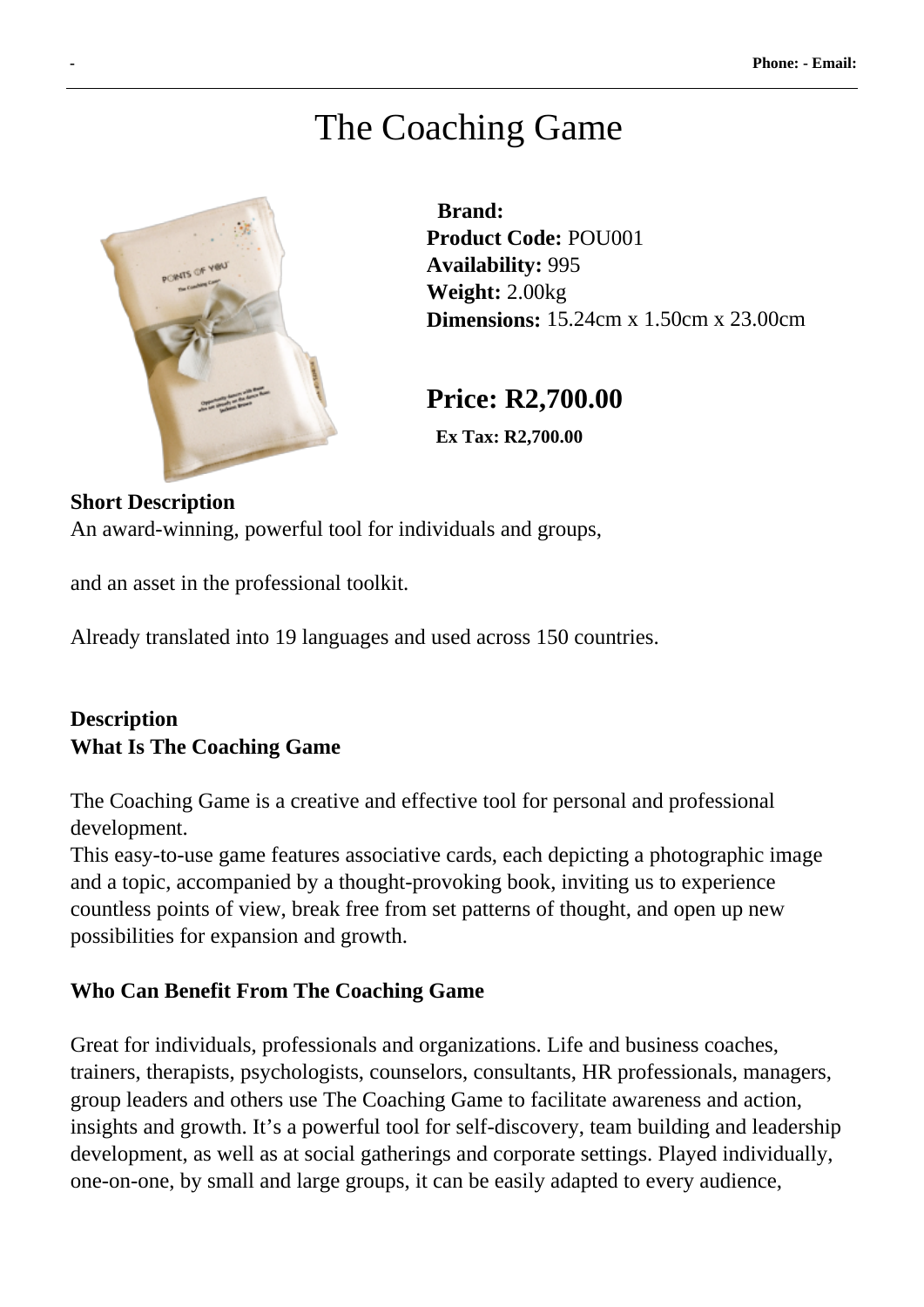# The Coaching Game

**Brand:**
**Product Code:** POU001
**Availability:** 995
**Weight:** 2.00kg
**Dimensions:** 15.24cm x 1.50cm x 23.00cm

## Price: R2,700.00

**Ex Tax: R2,700.00**

**Short Description**
An award-winning, powerful tool for individuals and groups,

and an asset in the professional toolkit.

Already translated into 19 languages and used across 150 countries.

**Description**
**What Is The Coaching Game**

The Coaching Game is a creative and effective tool for personal and professional development.
This easy-to-use game features associative cards, each depicting a photographic image and a topic, accompanied by a thought-provoking book, inviting us to experience countless points of view, break free from set patterns of thought, and open up new possibilities for expansion and growth.

**Who Can Benefit From The Coaching Game**

Great for individuals, professionals and organizations. Life and business coaches, trainers, therapists, psychologists, counselors, consultants, HR professionals, managers, group leaders and others use The Coaching Game to facilitate awareness and action, insights and growth. It's a powerful tool for self-discovery, team building and leadership development, as well as at social gatherings and corporate settings. Played individually, one-on-one, by small and large groups, it can be easily adapted to every audience,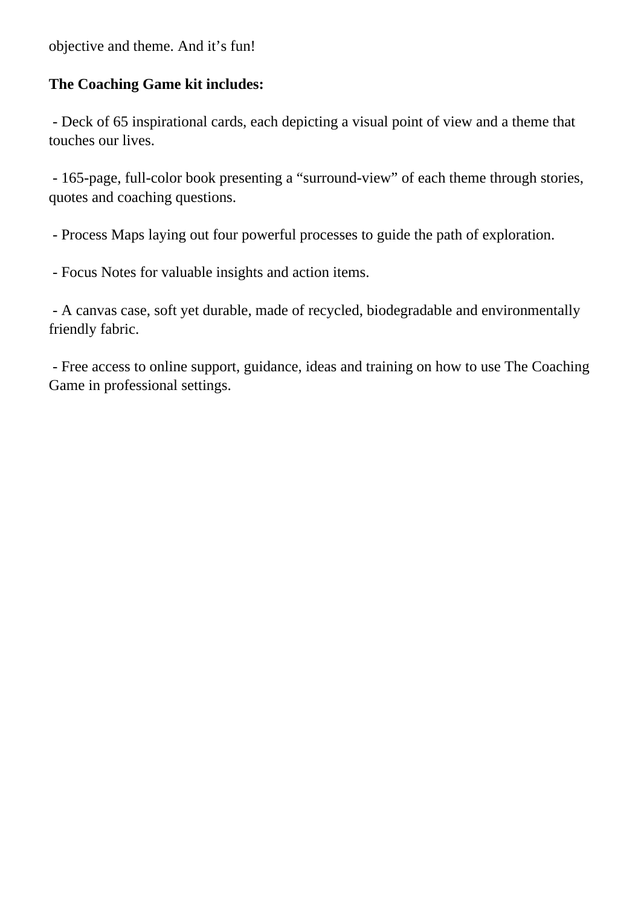objective and theme. And it's fun!

**The Coaching Game kit includes:**

- Deck of 65 inspirational cards, each depicting a visual point of view and a theme that touches our lives.

- 165-page, full-color book presenting a "surround-view" of each theme through stories, quotes and coaching questions.

- Process Maps laying out four powerful processes to guide the path of exploration.

- Focus Notes for valuable insights and action items.

- A canvas case, soft yet durable, made of recycled, biodegradable and environmentally friendly fabric.

- Free access to online support, guidance, ideas and training on how to use The Coaching Game in professional settings.